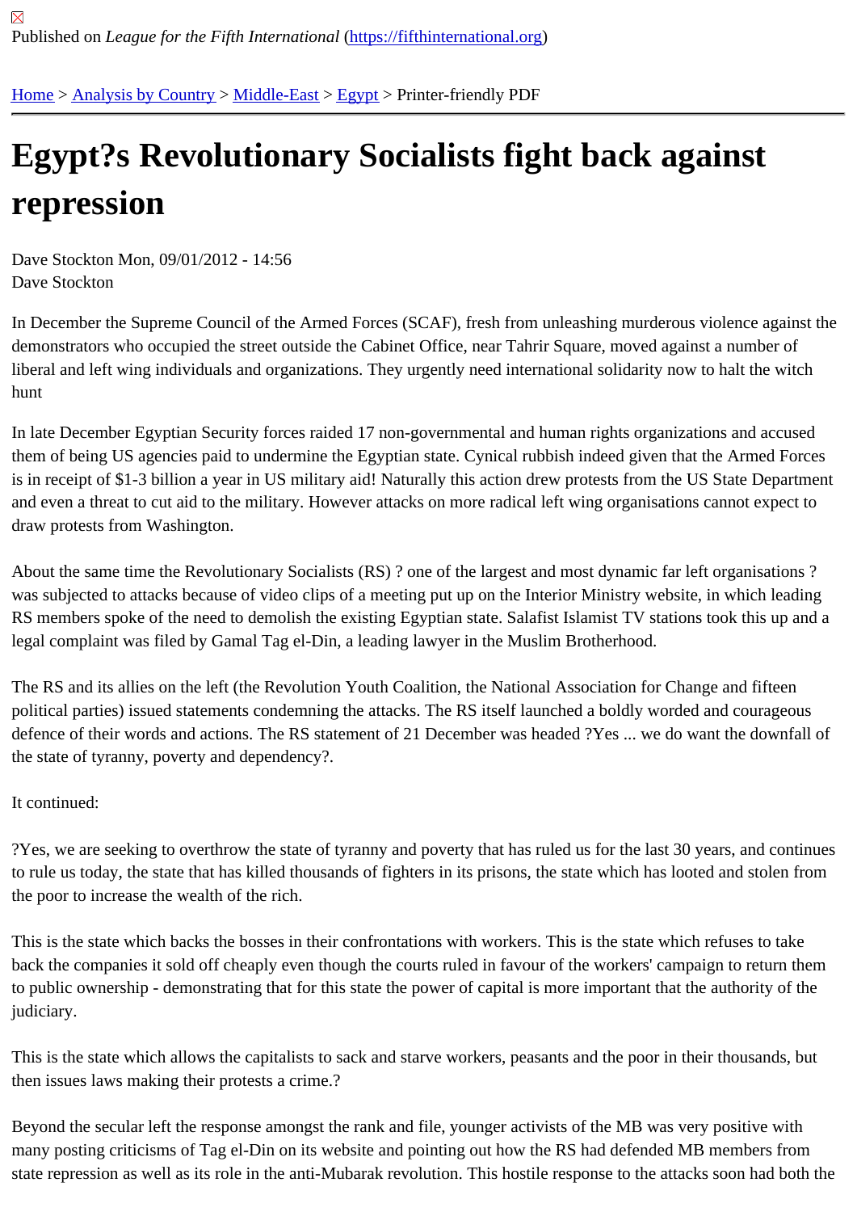Published on *League for the Fifth International* (https://fifthinternational.org)

Home > Analysis by Country > Middle-East > Egypt > Printer-friendly PDF

# Egypt?s Revolutionary Socialists fight back against repression

Dave Stockton Mon, 09/01/2012 - 14:56
Dave Stockton

In December the Supreme Council of the Armed Forces (SCAF), fresh from unleashing murderous violence against the demonstrators who occupied the street outside the Cabinet Office, near Tahrir Square, moved against a number of liberal and left wing individuals and organizations. They urgently need international solidarity now to halt the witch hunt

In late December Egyptian Security forces raided 17 non-governmental and human rights organizations and accused them of being US agencies paid to undermine the Egyptian state. Cynical rubbish indeed given that the Armed Forces is in receipt of $1-3 billion a year in US military aid! Naturally this action drew protests from the US State Department and even a threat to cut aid to the military. However attacks on more radical left wing organisations cannot expect to draw protests from Washington.

About the same time the Revolutionary Socialists (RS) ? one of the largest and most dynamic far left organisations ? was subjected to attacks because of video clips of a meeting put up on the Interior Ministry website, in which leading RS members spoke of the need to demolish the existing Egyptian state. Salafist Islamist TV stations took this up and a legal complaint was filed by Gamal Tag el-Din, a leading lawyer in the Muslim Brotherhood.

The RS and its allies on the left (the Revolution Youth Coalition, the National Association for Change and fifteen political parties) issued statements condemning the attacks. The RS itself launched a boldly worded and courageous defence of their words and actions. The RS statement of 21 December was headed ?Yes ... we do want the downfall of the state of tyranny, poverty and dependency?.

It continued:

?Yes, we are seeking to overthrow the state of tyranny and poverty that has ruled us for the last 30 years, and continues to rule us today, the state that has killed thousands of fighters in its prisons, the state which has looted and stolen from the poor to increase the wealth of the rich.

This is the state which backs the bosses in their confrontations with workers. This is the state which refuses to take back the companies it sold off cheaply even though the courts ruled in favour of the workers' campaign to return them to public ownership - demonstrating that for this state the power of capital is more important that the authority of the judiciary.

This is the state which allows the capitalists to sack and starve workers, peasants and the poor in their thousands, but then issues laws making their protests a crime.?

Beyond the secular left the response amongst the rank and file, younger activists of the MB was very positive with many posting criticisms of Tag el-Din on its website and pointing out how the RS had defended MB members from state repression as well as its role in the anti-Mubarak revolution. This hostile response to the attacks soon had both the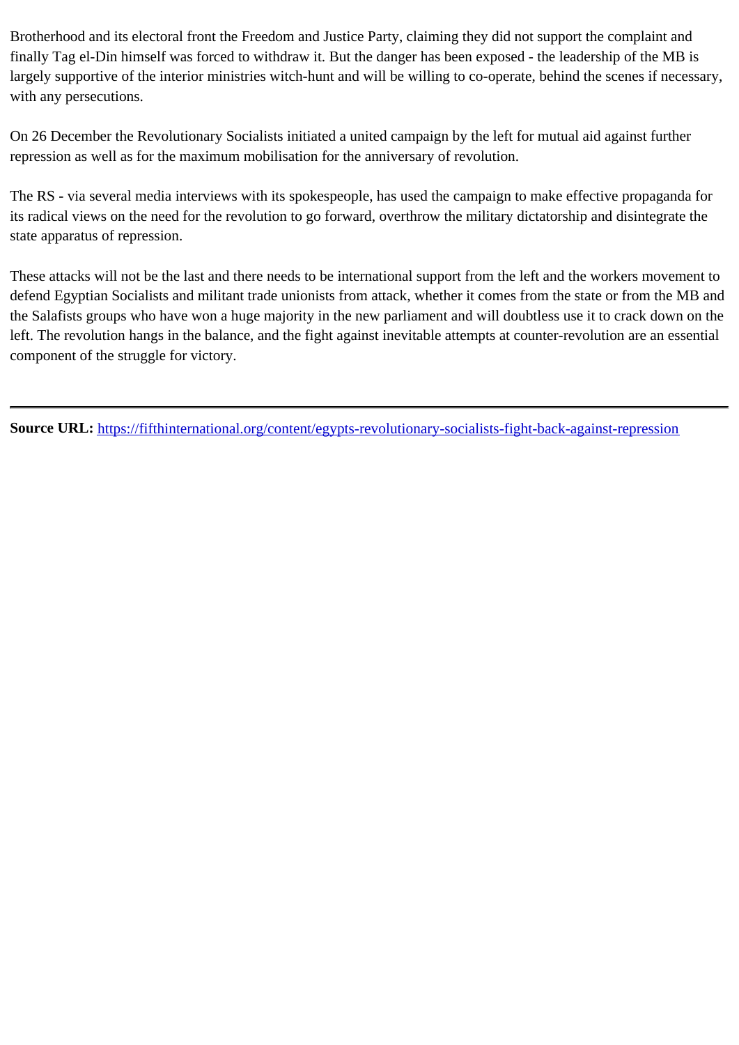Brotherhood and its electoral front the Freedom and Justice Party, claiming they did not support the complaint and finally Tag el-Din himself was forced to withdraw it. But the danger has been exposed - the leadership of the MB is largely supportive of the interior ministries witch-hunt and will be willing to co-operate, behind the scenes if necessary, with any persecutions.

On 26 December the Revolutionary Socialists initiated a united campaign by the left for mutual aid against further repression as well as for the maximum mobilisation for the anniversary of revolution.

The RS - via several media interviews with its spokespeople, has used the campaign to make effective propaganda for its radical views on the need for the revolution to go forward, overthrow the military dictatorship and disintegrate the state apparatus of repression.

These attacks will not be the last and there needs to be international support from the left and the workers movement to defend Egyptian Socialists and militant trade unionists from attack, whether it comes from the state or from the MB and the Salafists groups who have won a huge majority in the new parliament and will doubtless use it to crack down on the left. The revolution hangs in the balance, and the fight against inevitable attempts at counter-revolution are an essential component of the struggle for victory.

---

**Source URL:** https://fifthinternational.org/content/egypts-revolutionary-socialists-fight-back-against-repression